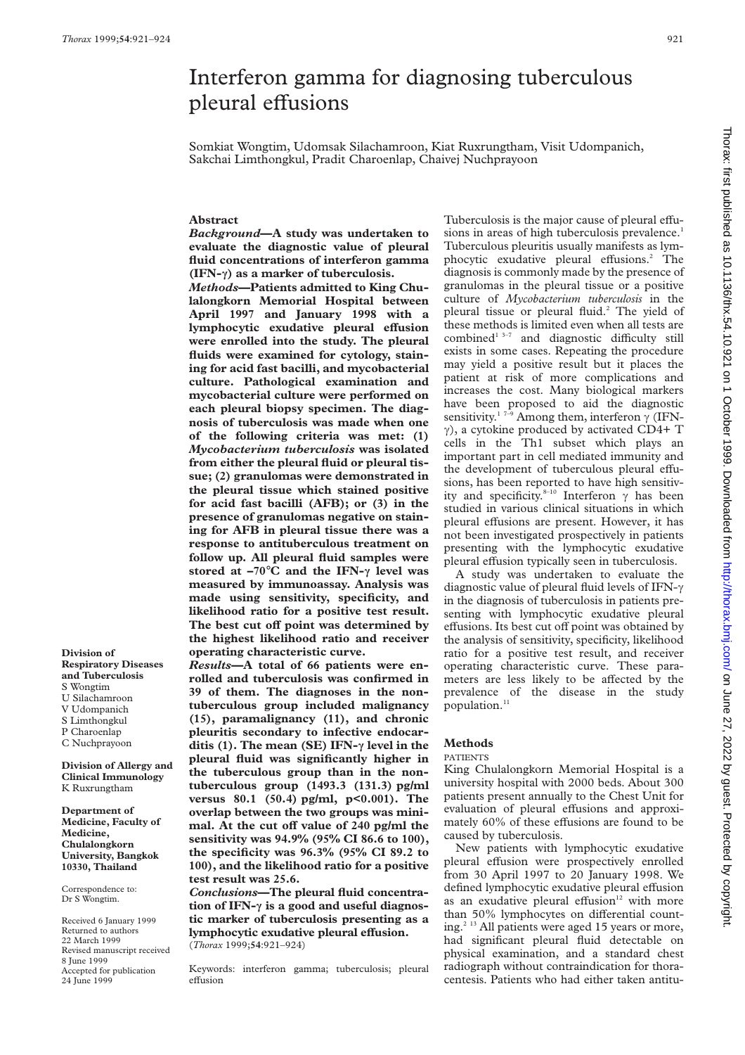# Interferon gamma for diagnosing tuberculous pleural effusions

Somkiat Wongtim, Udomsak Silachamroon, Kiat Ruxrungtham, Visit Udompanich, Sakchai Limthongkul, Pradit Charoenlap, Chaivej Nuchprayoon

**Division of Respiratory Diseases and Tuberculosis**
S Wongtim
U Silachamroon
V Udompanich
S Limthongkul
P Charoenlap
C Nuchprayoon

**Division of Allergy and Clinical Immunology**
K Ruxrungtham

**Department of Medicine, Faculty of Medicine, Chulalongkorn University, Bangkok 10330, Thailand**

Correspondence to: Dr S Wongtim.

Received 6 January 1999
Returned to authors 22 March 1999
Revised manuscript received 8 June 1999
Accepted for publication 24 June 1999

## Abstract

***Background*—A study was undertaken to evaluate the diagnostic value of pleural fluid concentrations of interferon gamma (IFN-γ) as a marker of tuberculosis.**

***Methods*—Patients admitted to King Chulalongkorn Memorial Hospital between April 1997 and January 1998 with a lymphocytic exudative pleural effusion were enrolled into the study. The pleural fluids were examined for cytology, staining for acid fast bacilli, and mycobacterial culture. Pathological examination and mycobacterial culture were performed on each pleural biopsy specimen. The diagnosis of tuberculosis was made when one of the following criteria was met: (1) *Mycobacterium tuberculosis* was isolated from either the pleural fluid or pleural tissue; (2) granulomas were demonstrated in the pleural tissue which stained positive for acid fast bacilli (AFB); or (3) in the presence of granulomas negative on staining for AFB in pleural tissue there was a response to antituberculous treatment on follow up. All pleural fluid samples were stored at −70°C and the IFN-γ level was measured by immunoassay. Analysis was made using sensitivity, specificity, and likelihood ratio for a positive test result. The best cut off point was determined by the highest likelihood ratio and receiver operating characteristic curve.**

***Results*—A total of 66 patients were enrolled and tuberculosis was confirmed in 39 of them. The diagnoses in the non-tuberculous group included malignancy (15), paramalignancy (11), and chronic pleuritis secondary to infective endocarditis (1). The mean (SE) IFN-γ level in the pleural fluid was significantly higher in the tuberculous group than in the non-tuberculous group (1493.3 (131.3) pg/ml versus 80.1 (50.4) pg/ml, $p<0.001$). The overlap between the two groups was minimal. At the cut off value of 240 pg/ml the sensitivity was 94.9% (95% CI 86.6 to 100), the specificity was 96.3% (95% CI 89.2 to 100), and the likelihood ratio for a positive test result was 25.6.**

***Conclusions*—The pleural fluid concentration of IFN-γ is a good and useful diagnostic marker of tuberculosis presenting as a lymphocytic exudative pleural effusion.**

(*Thorax* 1999;**54**:921–924)

Keywords: interferon gamma; tuberculosis; pleural effusion

Tuberculosis is the major cause of pleural effusions in areas of high tuberculosis prevalence.[1] Tuberculous pleuritis usually manifests as lymphocytic exudative pleural effusions.[2] The diagnosis is commonly made by the presence of granulomas in the pleural tissue or a positive culture of *Mycobacterium tuberculosis* in the pleural tissue or pleural fluid.[2] The yield of these methods is limited even when all tests are combined[1 3–7] and diagnostic difficulty still exists in some cases. Repeating the procedure may yield a positive result but it places the patient at risk of more complications and increases the cost. Many biological markers have been proposed to aid the diagnostic sensitivity.[1 7–9] Among them, interferon γ (IFN-γ), a cytokine produced by activated CD4+ T cells in the Th1 subset which plays an important part in cell mediated immunity and the development of tuberculous pleural effusions, has been reported to have high sensitivity and specificity.[8–10] Interferon γ has been studied in various clinical situations in which pleural effusions are present. However, it has not been investigated prospectively in patients presenting with the lymphocytic exudative pleural effusion typically seen in tuberculosis.

A study was undertaken to evaluate the diagnostic value of pleural fluid levels of IFN-γ in the diagnosis of tuberculosis in patients presenting with lymphocytic exudative pleural effusions. Its best cut off point was obtained by the analysis of sensitivity, specificity, likelihood ratio for a positive test result, and receiver operating characteristic curve. These parameters are less likely to be affected by the prevalence of the disease in the study population.[11]

## Methods

### PATIENTS

King Chulalongkorn Memorial Hospital is a university hospital with 2000 beds. About 300 patients present annually to the Chest Unit for evaluation of pleural effusions and approximately 60% of these effusions are found to be caused by tuberculosis.

New patients with lymphocytic exudative pleural effusion were prospectively enrolled from 30 April 1997 to 20 January 1998. We defined lymphocytic exudative pleural effusion as an exudative pleural effusion[12] with more than 50% lymphocytes on differential counting.[2 13] All patients were aged 15 years or more, had significant pleural fluid detectable on physical examination, and a standard chest radiograph without contraindication for thoracentesis. Patients who had either taken antitu-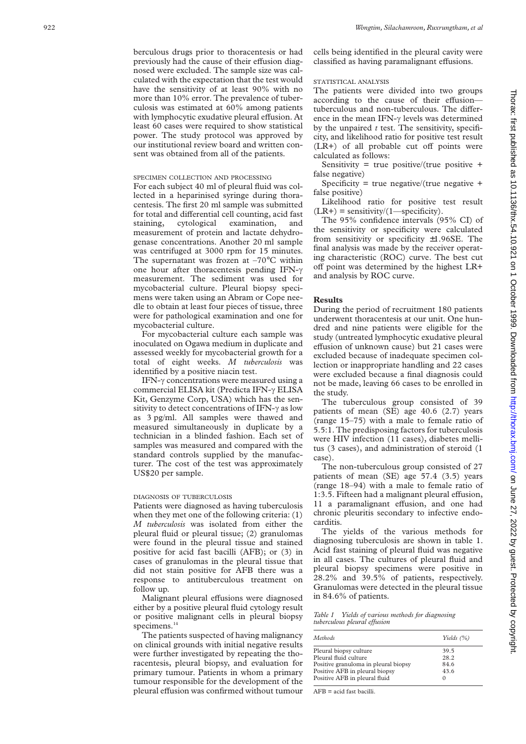berculous drugs prior to thoracentesis or had previously had the cause of their effusion diagnosed were excluded. The sample size was calculated with the expectation that the test would have the sensitivity of at least 90% with no more than 10% error. The prevalence of tuberculosis was estimated at 60% among patients with lymphocytic exudative pleural effusion. At least 60 cases were required to show statistical power. The study protocol was approved by our institutional review board and written consent was obtained from all of the patients.

### SPECIMEN COLLECTION AND PROCESSING

For each subject 40 ml of pleural fluid was collected in a heparinised syringe during thoracentesis. The first 20 ml sample was submitted for total and differential cell counting, acid fast staining, cytological examination, and measurement of protein and lactate dehydrogenase concentrations. Another 20 ml sample was centrifuged at 3000 rpm for 15 minutes. The supernatant was frozen at –70°C within one hour after thoracentesis pending IFN-γ measurement. The sediment was used for mycobacterial culture. Pleural biopsy specimens were taken using an Abram or Cope needle to obtain at least four pieces of tissue, three were for pathological examination and one for mycobacterial culture.

For mycobacterial culture each sample was inoculated on Ogawa medium in duplicate and assessed weekly for mycobacterial growth for a total of eight weeks. *M tuberculosis* was identified by a positive niacin test.

IFN-γ concentrations were measured using a commercial ELISA kit (Predicta IFN-γ ELISA Kit, Genzyme Corp, USA) which has the sensitivity to detect concentrations of IFN-γ as low as 3 pg/ml. All samples were thawed and measured simultaneously in duplicate by a technician in a blinded fashion. Each set of samples was measured and compared with the standard controls supplied by the manufacturer. The cost of the test was approximately US$20 per sample.

### DIAGNOSIS OF TUBERCULOSIS

Patients were diagnosed as having tuberculosis when they met one of the following criteria: (1) *M tuberculosis* was isolated from either the pleural fluid or pleural tissue; (2) granulomas were found in the pleural tissue and stained positive for acid fast bacilli (AFB); or (3) in cases of granulomas in the pleural tissue that did not stain positive for AFB there was a response to antituberculous treatment on follow up.

Malignant pleural effusions were diagnosed either by a positive pleural fluid cytology result or positive malignant cells in pleural biopsy specimens.[14]

The patients suspected of having malignancy on clinical grounds with initial negative results were further investigated by repeating the thoracentesis, pleural biopsy, and evaluation for primary tumour. Patients in whom a primary tumour responsible for the development of the pleural effusion was confirmed without tumour cells being identified in the pleural cavity were classified as having paramalignant effusions.

### STATISTICAL ANALYSIS

The patients were divided into two groups according to the cause of their effusion—tuberculous and non-tuberculous. The difference in the mean IFN-γ levels was determined by the unpaired *t* test. The sensitivity, specificity, and likelihood ratio for positive test result (LR+) of all probable cut off points were calculated as follows:

Sensitivity = true positive/(true positive + false negative)

Specificity = true negative/(true negative + false positive)

Likelihood ratio for positive test result (LR+) = sensitivity/(1—specificity).

The 95% confidence intervals (95% CI) of the sensitivity or specificity were calculated from sensitivity or specificity ±1.96SE. The final analysis was made by the receiver operating characteristic (ROC) curve. The best cut off point was determined by the highest LR+ and analysis by ROC curve.

## Results

During the period of recruitment 180 patients underwent thoracentesis at our unit. One hundred and nine patients were eligible for the study (untreated lymphocytic exudative pleural effusion of unknown cause) but 21 cases were excluded because of inadequate specimen collection or inappropriate handling and 22 cases were excluded because a final diagnosis could not be made, leaving 66 cases to be enrolled in the study.

The tuberculous group consisted of 39 patients of mean (SE) age 40.6 (2.7) years (range 15–75) with a male to female ratio of 5.5:1. The predisposing factors for tuberculosis were HIV infection (11 cases), diabetes mellitus (3 cases), and administration of steroid (1 case).

The non-tuberculous group consisted of 27 patients of mean (SE) age 57.4 (3.5) years (range 18–94) with a male to female ratio of 1:3.5. Fifteen had a malignant pleural effusion, 11 a paramalignant effusion, and one had chronic pleuritis secondary to infective endocarditis.

The yields of the various methods for diagnosing tuberculosis are shown in table 1. Acid fast staining of pleural fluid was negative in all cases. The cultures of pleural fluid and pleural biopsy specimens were positive in 28.2% and 39.5% of patients, respectively. Granulomas were detected in the pleural tissue in 84.6% of patients.

*Table 1 Yields of various methods for diagnosing tuberculous pleural effusion*

| *Methods* | *Yields (%)* |
|---|---|
| Pleural biopsy culture | 39.5 |
| Pleural fluid culture | 28.2 |
| Positive granuloma in pleural biopsy | 84.6 |
| Positive AFB in pleural biopsy | 43.6 |
| Positive AFB in pleural fluid | 0 |

AFB = acid fast bacilli.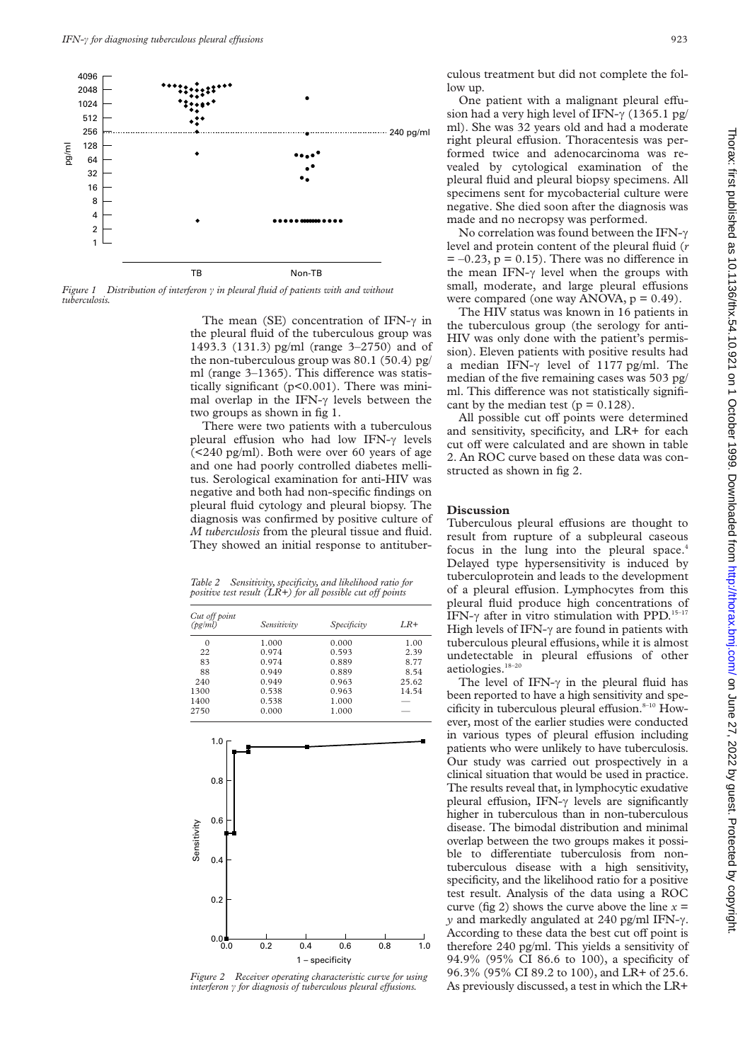Figure 1 Distribution of interferon γ in pleural fluid of patients with and without tuberculosis.

The mean (SE) concentration of IFN-γ in the pleural fluid of the tuberculous group was 1493.3 (131.3) pg/ml (range 3–2750) and of the non-tuberculous group was 80.1 (50.4) pg/ml (range 3–1365). This difference was statistically significant ($p<0.001$). There was minimal overlap in the IFN-γ levels between the two groups as shown in fig 1.

There were two patients with a tuberculous pleural effusion who had low IFN-γ levels (<240 pg/ml). Both were over 60 years of age and one had poorly controlled diabetes mellitus. Serological examination for anti-HIV was negative and both had non-specific findings on pleural fluid cytology and pleural biopsy. The diagnosis was confirmed by positive culture of *M tuberculosis* from the pleural tissue and fluid. They showed an initial response to antituberculous treatment but did not complete the follow up.

One patient with a malignant pleural effusion had a very high level of IFN-γ (1365.1 pg/ml). She was 32 years old and had a moderate right pleural effusion. Thoracentesis was performed twice and adenocarcinoma was revealed by cytological examination of the pleural fluid and pleural biopsy specimens. All specimens sent for mycobacterial culture were negative. She died soon after the diagnosis was made and no necropsy was performed.

No correlation was found between the IFN-γ level and protein content of the pleural fluid ($r = -0.23$, $p = 0.15$). There was no difference in the mean IFN-γ level when the groups with small, moderate, and large pleural effusions were compared (one way ANOVA, $p = 0.49$).

The HIV status was known in 16 patients in the tuberculous group (the serology for anti-HIV was only done with the patient's permission). Eleven patients with positive results had a median IFN-γ level of 1177 pg/ml. The median of the five remaining cases was 503 pg/ml. This difference was not statistically significant by the median test ($p = 0.128$).

All possible cut off points were determined and sensitivity, specificity, and LR+ for each cut off were calculated and are shown in table 2. An ROC curve based on these data was constructed as shown in fig 2.

Table 2 Sensitivity, specificity, and likelihood ratio for positive test result (LR+) for all possible cut off points

| Cut off point (pg/ml) | Sensitivity | Specificity | LR+ |
|---|---|---|---|
| 0 | 1.000 | 0.000 | 1.00 |
| 22 | 0.974 | 0.593 | 2.39 |
| 83 | 0.974 | 0.889 | 8.77 |
| 88 | 0.949 | 0.889 | 8.54 |
| 240 | 0.949 | 0.963 | 25.62 |
| 1300 | 0.538 | 0.963 | 14.54 |
| 1400 | 0.538 | 1.000 | — |
| 2750 | 0.000 | 1.000 | — |

Figure 2 Receiver operating characteristic curve for using interferon γ for diagnosis of tuberculous pleural effusions.

## Discussion

Tuberculous pleural effusions are thought to result from rupture of a subpleural caseous focus in the lung into the pleural space.[4] Delayed type hypersensitivity is induced by tuberculoprotein and leads to the development of a pleural effusion. Lymphocytes from this pleural fluid produce high concentrations of IFN-γ after in vitro stimulation with PPD.[15–17] High levels of IFN-γ are found in patients with tuberculous pleural effusions, while it is almost undetectable in pleural effusions of other aetiologies.[18–20]

The level of IFN-γ in the pleural fluid has been reported to have a high sensitivity and specificity in tuberculous pleural effusion.[8–10] However, most of the earlier studies were conducted in various types of pleural effusion including patients who were unlikely to have tuberculosis. Our study was carried out prospectively in a clinical situation that would be used in practice. The results reveal that, in lymphocytic exudative pleural effusion, IFN-γ levels are significantly higher in tuberculous than in non-tuberculous disease. The bimodal distribution and minimal overlap between the two groups makes it possible to differentiate tuberculosis from non-tuberculous disease with a high sensitivity, specificity, and the likelihood ratio for a positive test result. Analysis of the data using a ROC curve (fig 2) shows the curve above the line $x = y$ and markedly angulated at 240 pg/ml IFN-γ. According to these data the best cut off point is therefore 240 pg/ml. This yields a sensitivity of 94.9% (95% CI 86.6 to 100), a specificity of 96.3% (95% CI 89.2 to 100), and LR+ of 25.6. As previously discussed, a test in which the LR+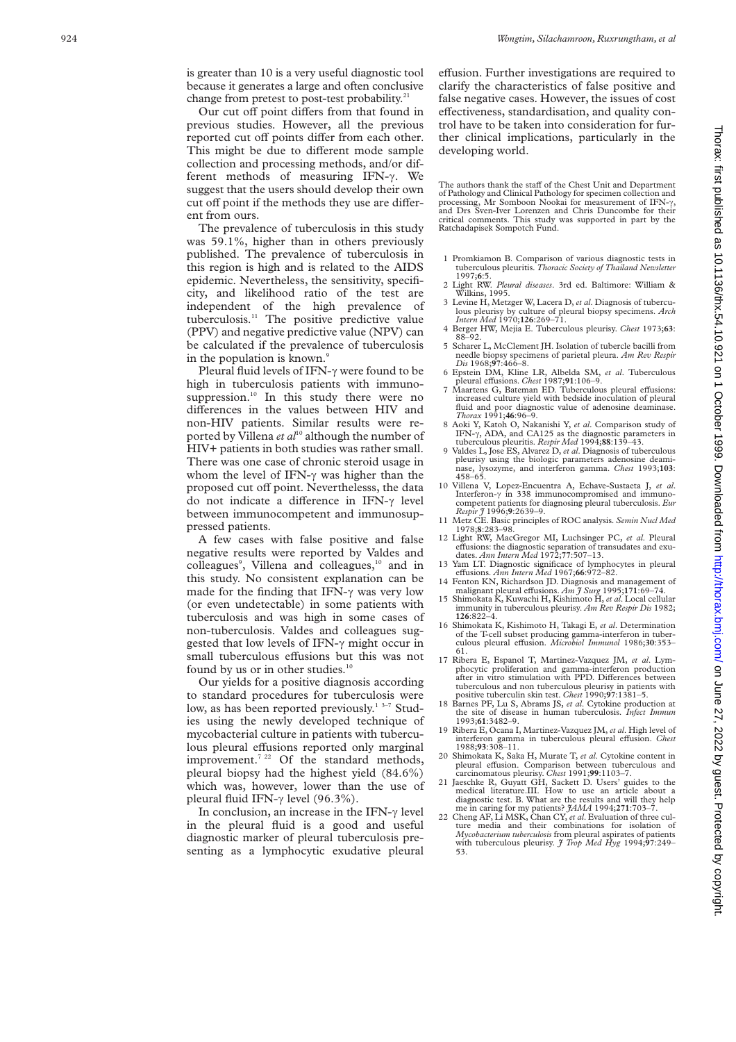is greater than 10 is a very useful diagnostic tool because it generates a large and often conclusive change from pretest to post-test probability.[21]

Our cut off point differs from that found in previous studies. However, all the previous reported cut off points differ from each other. This might be due to different mode sample collection and processing methods, and/or different methods of measuring IFN-γ. We suggest that the users should develop their own cut off point if the methods they use are different from ours.

The prevalence of tuberculosis in this study was 59.1%, higher than in others previously published. The prevalence of tuberculosis in this region is high and is related to the AIDS epidemic. Nevertheless, the sensitivity, specificity, and likelihood ratio of the test are independent of the high prevalence of tuberculosis.[11] The positive predictive value (PPV) and negative predictive value (NPV) can be calculated if the prevalence of tuberculosis in the population is known.[9]

Pleural fluid levels of IFN-γ were found to be high in tuberculosis patients with immunosuppression.[10] In this study there were no differences in the values between HIV and non-HIV patients. Similar results were reported by Villena *et al*[10] although the number of HIV+ patients in both studies was rather small. There was one case of chronic steroid usage in whom the level of IFN-γ was higher than the proposed cut off point. Neverthelesss, the data do not indicate a difference in IFN-γ level between immunocompetent and immunosuppressed patients.

A few cases with false positive and false negative results were reported by Valdes and colleagues[9], Villena and colleagues,[10] and in this study. No consistent explanation can be made for the finding that IFN-γ was very low (or even undetectable) in some patients with tuberculosis and was high in some cases of non-tuberculosis. Valdes and colleagues suggested that low levels of IFN-γ might occur in small tuberculous effusions but this was not found by us or in other studies.[10]

Our yields for a positive diagnosis according to standard procedures for tuberculosis were low, as has been reported previously.[1 3–7] Studies using the newly developed technique of mycobacterial culture in patients with tuberculous pleural effusions reported only marginal improvement.[7 22] Of the standard methods, pleural biopsy had the highest yield (84.6%) which was, however, lower than the use of pleural fluid IFN-γ level (96.3%).

In conclusion, an increase in the IFN-γ level in the pleural fluid is a good and useful diagnostic marker of pleural tuberculosis presenting as a lymphocytic exudative pleural effusion. Further investigations are required to clarify the characteristics of false positive and false negative cases. However, the issues of cost effectiveness, standardisation, and quality control have to be taken into consideration for further clinical implications, particularly in the developing world.

The authors thank the staff of the Chest Unit and Department of Pathology and Clinical Pathology for specimen collection and processing, Mr Somboon Nookai for measurement of IFN-γ, and Drs Sven-Iver Lorenzen and Chris Duncombe for their critical comments. This study was supported in part by the Ratchadapisek Sompotch Fund.

1 Promkiamon B. Comparison of various diagnostic tests in tuberculous pleuritis. *Thoracic Society of Thailand Newsletter* 1997;**6**:5.
2 Light RW. *Pleural diseases*. 3rd ed. Baltimore: William & Wilkins, 1995.
3 Levine H, Metzger W, Lacera D, *et al*. Diagnosis of tuberculous pleurisy by culture of pleural biopsy specimens. *Arch Intern Med* 1970;**126**:269–71.
4 Berger HW, Mejia E. Tuberculous pleurisy. *Chest* 1973;**63**: 88–92.
5 Scharer L, McClement JH. Isolation of tubercle bacilli from needle biopsy specimens of parietal pleura. *Am Rev Respir Dis* 1968;**97**:466–8.
6 Epstein DM, Kline LR, Albelda SM, *et al*. Tuberculous pleural effusions. *Chest* 1987;**91**:106–9.
7 Maartens G, Bateman ED. Tuberculous pleural effusions: increased culture yield with bedside inoculation of pleural fluid and poor diagnostic value of adenosine deaminase. *Thorax* 1991;**46**:96–9.
8 Aoki Y, Katoh O, Nakanishi Y, *et al*. Comparison study of IFN-γ, ADA, and CA125 as the diagnostic parameters in tuberculous pleuritis. *Respir Med* 1994;**88**:139–43.
9 Valdes L, Jose ES, Alvarez D, *et al*. Diagnosis of tuberculous pleurisy using the biologic parameters adenosine deaminase, lysozyme, and interferon gamma. *Chest* 1993;**103**: 458–65.
10 Villena V, Lopez-Encuentra A, Echave-Sustaeta J, *et al*. Interferon-γ in 338 immunocompromised and immunocompetent patients for diagnosing pleural tuberculosis. *Eur Respir J* 1996;**9**:2639–9.
11 Metz CE. Basic principles of ROC analysis. *Semin Nucl Med* 1978;**8**:283–98.
12 Light RW, MacGregor MI, Luchsinger PC, *et al*. Pleural effusions: the diagnostic separation of transudates and exudates. *Ann Intern Med* 1972;77:507–13.
13 Yam LT. Diagnostic significace of lymphocytes in pleural effusions. *Ann Intern Med* 1967;**66**:972–82.
14 Fenton KN, Richardson JD. Diagnosis and management of malignant pleural effusions. *Am J Surg* 1995;**171**:69–74.
15 Shimokata K, Kuwachi H, Kishimoto H, *et al*. Local cellular immunity in tuberculous pleurisy. *Am Rev Respir Dis* 1982; **126**:822–4.
16 Shimokata K, Kishimoto H, Takagi E, *et al*. Determination of the T-cell subset producing gamma-interferon in tuberculous pleural effusion. *Microbiol Immunol* 1986;**30**:353–61.
17 Ribera E, Espanol T, Martinez-Vazquez JM, *et al*. Lymphocytic proliferation and gamma-interferon production after in vitro stimulation with PPD. Differences between tuberculous and non tuberculous pleurisy in patients with positive tuberculin skin test. *Chest* 1990;**97**:1381–5.
18 Barnes PF, Lu S, Abrams JS, *et al*. Cytokine production at the site of disease in human tuberculosis. *Infect Immun* 1993;**61**:3482–9.
19 Ribera E, Ocana I, Martinez-Vazquez JM, *et al*. High level of interferon gamma in tuberculous pleural effusion. *Chest* 1988;**93**:308–11.
20 Shimokata K, Saka H, Murate T, *et al*. Cytokine content in pleural effusion. Comparison between tuberculous and carcinomatous pleurisy. *Chest* 1991;**99**:1103–7.
21 Jaeschke R, Guyatt GH, Sackett D. Users' guides to the medical literature.III. How to use an article about a diagnostic test. B. What are the results and will they help me in caring for my patients? *JAMA* 1994;**271**:703–7.
22 Cheng AF, Li MSK, Chan CY, *et al*. Evaluation of three culture media and their combinations for isolation of *Mycobacterium tuberculosis* from pleural aspirates of patients with tuberculous pleurisy. *J Trop Med Hyg* 1994;**97**:249–53.